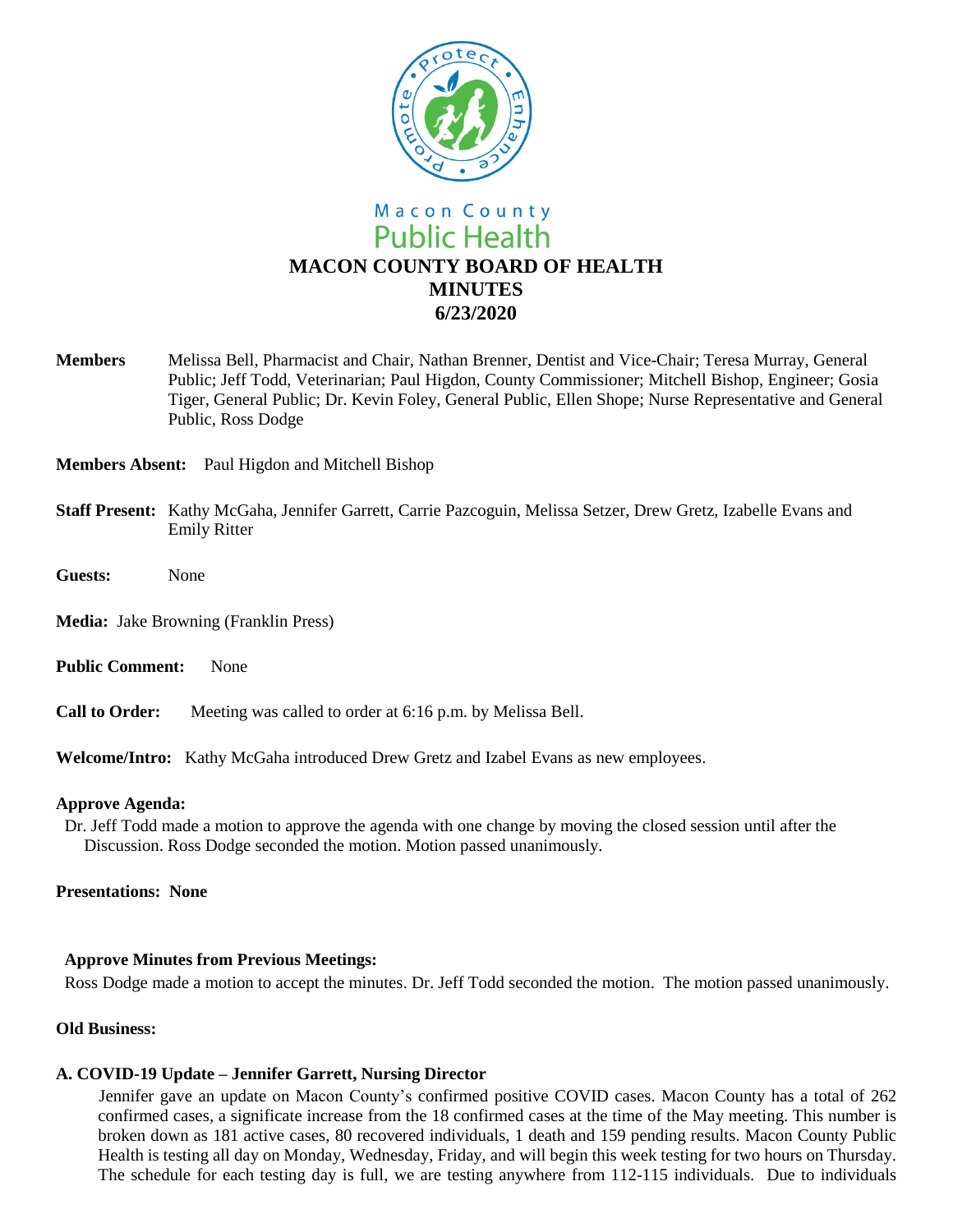Macon County
Public Health

# MACON COUNTY BOARD OF HEALTH
# MINUTES
# 6/23/2020

**Members** Melissa Bell, Pharmacist and Chair, Nathan Brenner, Dentist and Vice-Chair; Teresa Murray, General Public; Jeff Todd, Veterinarian; Paul Higdon, County Commissioner; Mitchell Bishop, Engineer; Gosia Tiger, General Public; Dr. Kevin Foley, General Public, Ellen Shope; Nurse Representative and General Public, Ross Dodge

**Members Absent:** Paul Higdon and Mitchell Bishop

**Staff Present:** Kathy McGaha, Jennifer Garrett, Carrie Pazcoguin, Melissa Setzer, Drew Gretz, Izabelle Evans and Emily Ritter

**Guests:** None

**Media:** Jake Browning (Franklin Press)

**Public Comment:** None

**Call to Order:** Meeting was called to order at 6:16 p.m. by Melissa Bell.

**Welcome/Intro:** Kathy McGaha introduced Drew Gretz and Izabel Evans as new employees.

**Approve Agenda:**

Dr. Jeff Todd made a motion to approve the agenda with one change by moving the closed session until after the Discussion. Ross Dodge seconded the motion. Motion passed unanimously.

**Presentations: None**

**Approve Minutes from Previous Meetings:**

Ross Dodge made a motion to accept the minutes. Dr. Jeff Todd seconded the motion. The motion passed unanimously.

**Old Business:**

**A. COVID-19 Update – Jennifer Garrett, Nursing Director**

Jennifer gave an update on Macon County's confirmed positive COVID cases. Macon County has a total of 262 confirmed cases, a significate increase from the 18 confirmed cases at the time of the May meeting. This number is broken down as 181 active cases, 80 recovered individuals, 1 death and 159 pending results. Macon County Public Health is testing all day on Monday, Wednesday, Friday, and will begin this week testing for two hours on Thursday. The schedule for each testing day is full, we are testing anywhere from 112-115 individuals. Due to individuals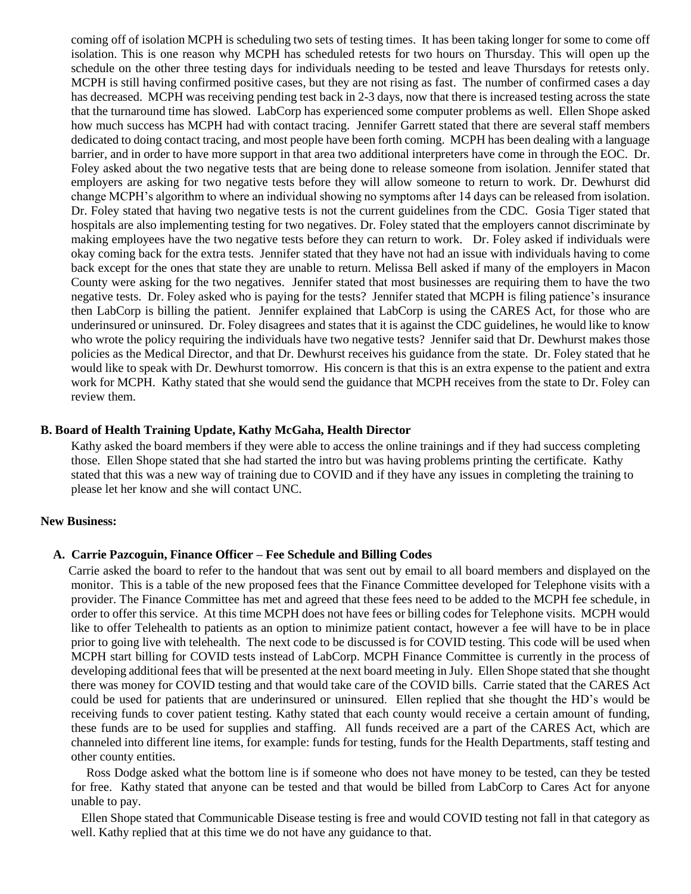coming off of isolation MCPH is scheduling two sets of testing times. It has been taking longer for some to come off isolation. This is one reason why MCPH has scheduled retests for two hours on Thursday. This will open up the schedule on the other three testing days for individuals needing to be tested and leave Thursdays for retests only. MCPH is still having confirmed positive cases, but they are not rising as fast. The number of confirmed cases a day has decreased. MCPH was receiving pending test back in 2-3 days, now that there is increased testing across the state that the turnaround time has slowed. LabCorp has experienced some computer problems as well. Ellen Shope asked how much success has MCPH had with contact tracing. Jennifer Garrett stated that there are several staff members dedicated to doing contact tracing, and most people have been forth coming. MCPH has been dealing with a language barrier, and in order to have more support in that area two additional interpreters have come in through the EOC. Dr. Foley asked about the two negative tests that are being done to release someone from isolation. Jennifer stated that employers are asking for two negative tests before they will allow someone to return to work. Dr. Dewhurst did change MCPH's algorithm to where an individual showing no symptoms after 14 days can be released from isolation. Dr. Foley stated that having two negative tests is not the current guidelines from the CDC. Gosia Tiger stated that hospitals are also implementing testing for two negatives. Dr. Foley stated that the employers cannot discriminate by making employees have the two negative tests before they can return to work. Dr. Foley asked if individuals were okay coming back for the extra tests. Jennifer stated that they have not had an issue with individuals having to come back except for the ones that state they are unable to return. Melissa Bell asked if many of the employers in Macon County were asking for the two negatives. Jennifer stated that most businesses are requiring them to have the two negative tests. Dr. Foley asked who is paying for the tests? Jennifer stated that MCPH is filing patience's insurance then LabCorp is billing the patient. Jennifer explained that LabCorp is using the CARES Act, for those who are underinsured or uninsured. Dr. Foley disagrees and states that it is against the CDC guidelines, he would like to know who wrote the policy requiring the individuals have two negative tests? Jennifer said that Dr. Dewhurst makes those policies as the Medical Director, and that Dr. Dewhurst receives his guidance from the state. Dr. Foley stated that he would like to speak with Dr. Dewhurst tomorrow. His concern is that this is an extra expense to the patient and extra work for MCPH. Kathy stated that she would send the guidance that MCPH receives from the state to Dr. Foley can review them.

**B. Board of Health Training Update, Kathy McGaha, Health Director**

Kathy asked the board members if they were able to access the online trainings and if they had success completing those. Ellen Shope stated that she had started the intro but was having problems printing the certificate. Kathy stated that this was a new way of training due to COVID and if they have any issues in completing the training to please let her know and she will contact UNC.

**New Business:**

**A. Carrie Pazcoguin, Finance Officer – Fee Schedule and Billing Codes**

Carrie asked the board to refer to the handout that was sent out by email to all board members and displayed on the monitor. This is a table of the new proposed fees that the Finance Committee developed for Telephone visits with a provider. The Finance Committee has met and agreed that these fees need to be added to the MCPH fee schedule, in order to offer this service. At this time MCPH does not have fees or billing codes for Telephone visits. MCPH would like to offer Telehealth to patients as an option to minimize patient contact, however a fee will have to be in place prior to going live with telehealth. The next code to be discussed is for COVID testing. This code will be used when MCPH start billing for COVID tests instead of LabCorp. MCPH Finance Committee is currently in the process of developing additional fees that will be presented at the next board meeting in July. Ellen Shope stated that she thought there was money for COVID testing and that would take care of the COVID bills. Carrie stated that the CARES Act could be used for patients that are underinsured or uninsured. Ellen replied that she thought the HD's would be receiving funds to cover patient testing. Kathy stated that each county would receive a certain amount of funding, these funds are to be used for supplies and staffing. All funds received are a part of the CARES Act, which are channeled into different line items, for example: funds for testing, funds for the Health Departments, staff testing and other county entities.

Ross Dodge asked what the bottom line is if someone who does not have money to be tested, can they be tested for free. Kathy stated that anyone can be tested and that would be billed from LabCorp to Cares Act for anyone unable to pay.

Ellen Shope stated that Communicable Disease testing is free and would COVID testing not fall in that category as well. Kathy replied that at this time we do not have any guidance to that.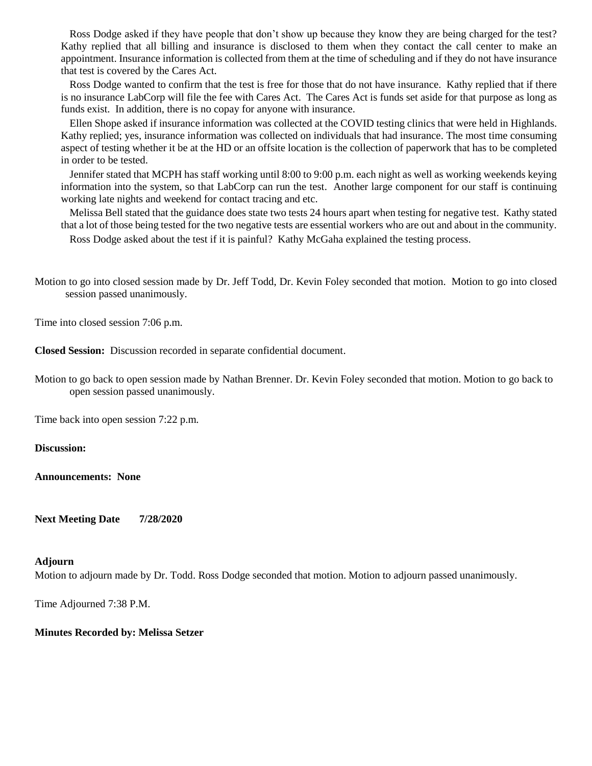Ross Dodge asked if they have people that don't show up because they know they are being charged for the test? Kathy replied that all billing and insurance is disclosed to them when they contact the call center to make an appointment. Insurance information is collected from them at the time of scheduling and if they do not have insurance that test is covered by the Cares Act.

Ross Dodge wanted to confirm that the test is free for those that do not have insurance. Kathy replied that if there is no insurance LabCorp will file the fee with Cares Act. The Cares Act is funds set aside for that purpose as long as funds exist. In addition, there is no copay for anyone with insurance.

Ellen Shope asked if insurance information was collected at the COVID testing clinics that were held in Highlands. Kathy replied; yes, insurance information was collected on individuals that had insurance. The most time consuming aspect of testing whether it be at the HD or an offsite location is the collection of paperwork that has to be completed in order to be tested.

Jennifer stated that MCPH has staff working until 8:00 to 9:00 p.m. each night as well as working weekends keying information into the system, so that LabCorp can run the test. Another large component for our staff is continuing working late nights and weekend for contact tracing and etc.

Melissa Bell stated that the guidance does state two tests 24 hours apart when testing for negative test. Kathy stated that a lot of those being tested for the two negative tests are essential workers who are out and about in the community.

Ross Dodge asked about the test if it is painful? Kathy McGaha explained the testing process.

Motion to go into closed session made by Dr. Jeff Todd, Dr. Kevin Foley seconded that motion. Motion to go into closed session passed unanimously.

Time into closed session 7:06 p.m.

**Closed Session:** Discussion recorded in separate confidential document.

Motion to go back to open session made by Nathan Brenner. Dr. Kevin Foley seconded that motion. Motion to go back to open session passed unanimously.

Time back into open session 7:22 p.m.

**Discussion:**

**Announcements: None**

**Next Meeting Date 7/28/2020**

**Adjourn**

Motion to adjourn made by Dr. Todd. Ross Dodge seconded that motion. Motion to adjourn passed unanimously.

Time Adjourned 7:38 P.M.

**Minutes Recorded by: Melissa Setzer**